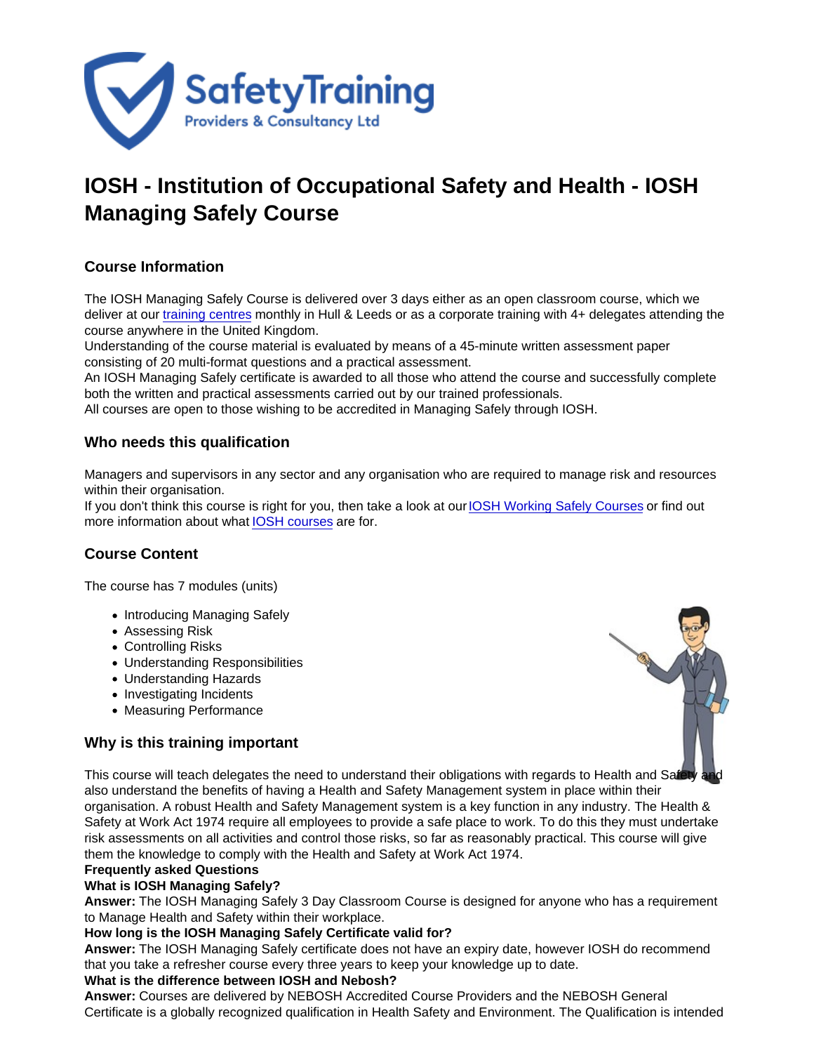# IOSH - Institution of Occupational Safety and Health - IOSH Managing Safely Course

## Course Information

The IOSH Managing Safely Course is delivered over 3 days either as an open classroom course, which we deliver at our training centres monthly in Hull & Leeds or as a corporate training with 4+ delegates attending the course anywhere in the United Kingdom.
Understanding of the course material is evaluated by means of a 45-minute written assessment paper consisting of 20 multi-format questions and a practical assessment.
An IOSH Managing Safely certificate is awarded to all those who attend the course and successfully complete both the written and practical assessments carried out by our trained professionals.
All courses are open to those wishing to be accredited in Managing Safely through IOSH.

## Who needs this qualification

Managers and supervisors in any sector and any organisation who are required to manage risk and resources within their organisation.
If you don't think this course is right for you, then take a look at our IOSH Working Safely Courses or find out more information about what IOSH courses are for.

## Course Content

The course has 7 modules (units)

- Introducing Managing Safely
- Assessing Risk
- Controlling Risks
- Understanding Responsibilities
- Understanding Hazards
- Investigating Incidents
- Measuring Performance

## Why is this training important

This course will teach delegates the need to understand their obligations with regards to Health and Safety and also understand the benefits of having a Health and Safety Management system in place within their organisation. A robust Health and Safety Management system is a key function in any industry. The Health & Safety at Work Act 1974 require all employees to provide a safe place to work. To do this they must undertake risk assessments on all activities and control those risks, so far as reasonably practical. This course will give them the knowledge to comply with the Health and Safety at Work Act 1974.

**Frequently asked Questions**

**What is IOSH Managing Safely?**

**Answer:** The IOSH Managing Safely 3 Day Classroom Course is designed for anyone who has a requirement to Manage Health and Safety within their workplace.

**How long is the IOSH Managing Safely Certificate valid for?**

**Answer:** The IOSH Managing Safely certificate does not have an expiry date, however IOSH do recommend that you take a refresher course every three years to keep your knowledge up to date.

**What is the difference between IOSH and Nebosh?**

**Answer:** Courses are delivered by NEBOSH Accredited Course Providers and the NEBOSH General Certificate is a globally recognized qualification in Health Safety and Environment. The Qualification is intended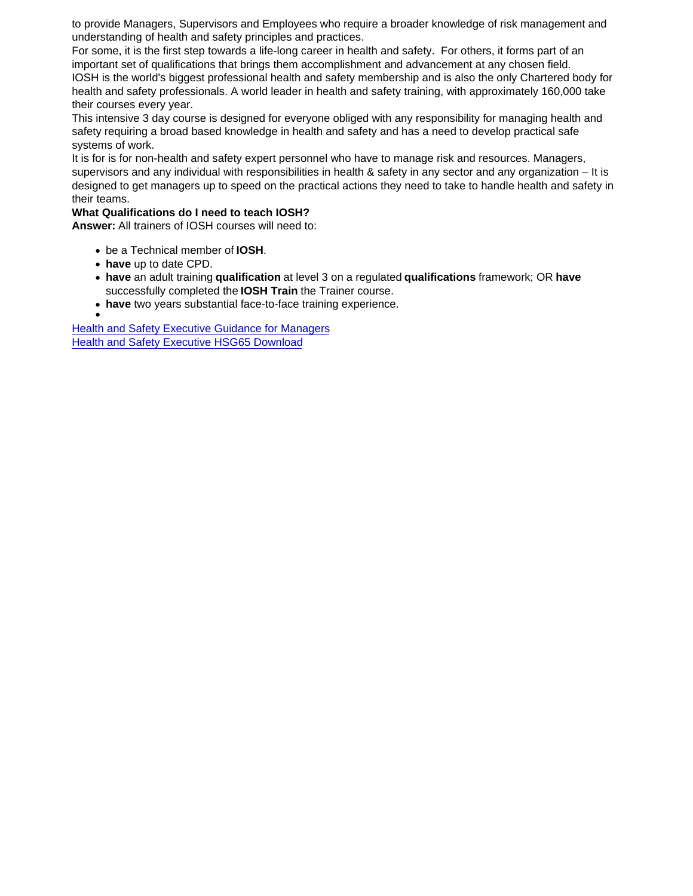to provide Managers, Supervisors and Employees who require a broader knowledge of risk management and understanding of health and safety principles and practices.

For some, it is the first step towards a life-long career in health and safety. For others, it forms part of an important set of qualifications that brings them accomplishment and advancement at any chosen field.

IOSH is the world's biggest professional health and safety membership and is also the only Chartered body for health and safety professionals. A world leader in health and safety training, with approximately 160,000 take their courses every year.

This intensive 3 day course is designed for everyone obliged with any responsibility for managing health and safety requiring a broad based knowledge in health and safety and has a need to develop practical safe systems of work.

It is for is for non-health and safety expert personnel who have to manage risk and resources. Managers, supervisors and any individual with responsibilities in health & safety in any sector and any organization – It is designed to get managers up to speed on the practical actions they need to take to handle health and safety in their teams.

**What Qualifications do I need to teach IOSH?**

**Answer:** All trainers of IOSH courses will need to:

- be a Technical member of **IOSH**.
- **have** up to date CPD.
- **have** an adult training **qualification** at level 3 on a regulated **qualifications** framework; OR **have** successfully completed the **IOSH Train** the Trainer course.
- **have** two years substantial face-to-face training experience.

Health and Safety Executive Guidance for Managers

Health and Safety Executive HSG65 Download